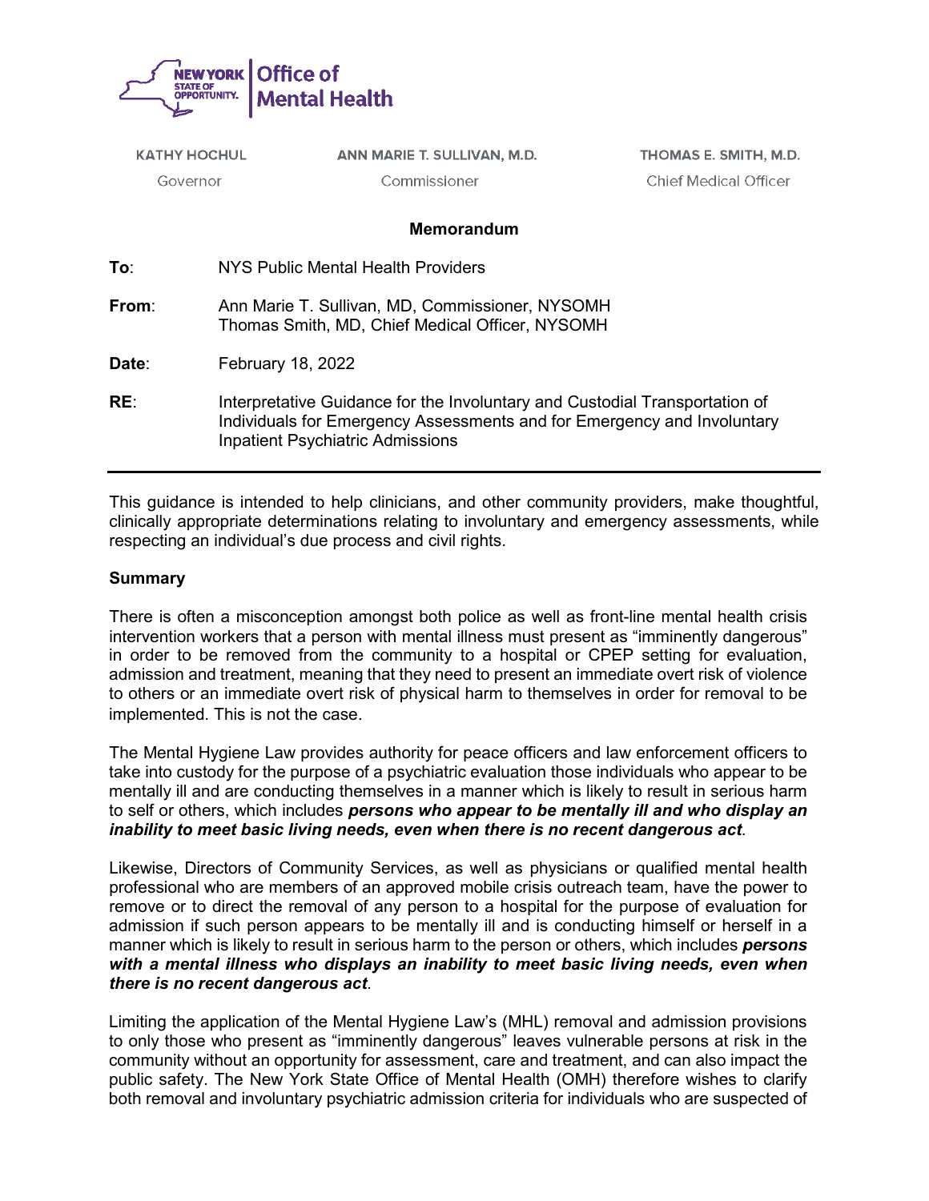NEW YORK STATE OF OPPORTUNITY. | Office of Mental Health

KATHY HOCHUL
Governor

ANN MARIE T. SULLIVAN, M.D.
Commissioner

THOMAS E. SMITH, M.D.
Chief Medical Officer

**Memorandum**

**To**: NYS Public Mental Health Providers

**From**: Ann Marie T. Sullivan, MD, Commissioner, NYSOMH
Thomas Smith, MD, Chief Medical Officer, NYSOMH

**Date**: February 18, 2022

**RE**: Interpretative Guidance for the Involuntary and Custodial Transportation of Individuals for Emergency Assessments and for Emergency and Involuntary Inpatient Psychiatric Admissions

---

This guidance is intended to help clinicians, and other community providers, make thoughtful, clinically appropriate determinations relating to involuntary and emergency assessments, while respecting an individual's due process and civil rights.

**Summary**

There is often a misconception amongst both police as well as front-line mental health crisis intervention workers that a person with mental illness must present as "imminently dangerous" in order to be removed from the community to a hospital or CPEP setting for evaluation, admission and treatment, meaning that they need to present an immediate overt risk of violence to others or an immediate overt risk of physical harm to themselves in order for removal to be implemented. This is not the case.

The Mental Hygiene Law provides authority for peace officers and law enforcement officers to take into custody for the purpose of a psychiatric evaluation those individuals who appear to be mentally ill and are conducting themselves in a manner which is likely to result in serious harm to self or others, which includes ***persons who appear to be mentally ill and who display an inability to meet basic living needs, even when there is no recent dangerous act***.

Likewise, Directors of Community Services, as well as physicians or qualified mental health professional who are members of an approved mobile crisis outreach team, have the power to remove or to direct the removal of any person to a hospital for the purpose of evaluation for admission if such person appears to be mentally ill and is conducting himself or herself in a manner which is likely to result in serious harm to the person or others, which includes ***persons with a mental illness who displays an inability to meet basic living needs, even when there is no recent dangerous act***.

Limiting the application of the Mental Hygiene Law's (MHL) removal and admission provisions to only those who present as "imminently dangerous" leaves vulnerable persons at risk in the community without an opportunity for assessment, care and treatment, and can also impact the public safety. The New York State Office of Mental Health (OMH) therefore wishes to clarify both removal and involuntary psychiatric admission criteria for individuals who are suspected of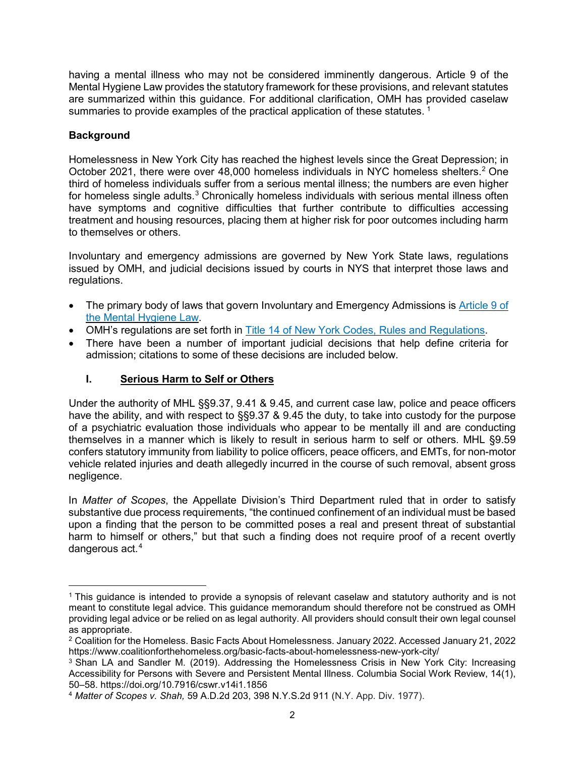having a mental illness who may not be considered imminently dangerous. Article 9 of the Mental Hygiene Law provides the statutory framework for these provisions, and relevant statutes are summarized within this guidance. For additional clarification, OMH has provided caselaw summaries to provide examples of the practical application of these statutes. [1]

**Background**

Homelessness in New York City has reached the highest levels since the Great Depression; in October 2021, there were over 48,000 homeless individuals in NYC homeless shelters.[2] One third of homeless individuals suffer from a serious mental illness; the numbers are even higher for homeless single adults.[3] Chronically homeless individuals with serious mental illness often have symptoms and cognitive difficulties that further contribute to difficulties accessing treatment and housing resources, placing them at higher risk for poor outcomes including harm to themselves or others.

Involuntary and emergency admissions are governed by New York State laws, regulations issued by OMH, and judicial decisions issued by courts in NYS that interpret those laws and regulations.

- The primary body of laws that govern Involuntary and Emergency Admissions is [Article 9 of the Mental Hygiene Law](#).
- OMH's regulations are set forth in [Title 14 of New York Codes, Rules and Regulations](#).
- There have been a number of important judicial decisions that help define criteria for admission; citations to some of these decisions are included below.

## I. Serious Harm to Self or Others

Under the authority of MHL §§9.37, 9.41 & 9.45, and current case law, police and peace officers have the ability, and with respect to §§9.37 & 9.45 the duty, to take into custody for the purpose of a psychiatric evaluation those individuals who appear to be mentally ill and are conducting themselves in a manner which is likely to result in serious harm to self or others. MHL §9.59 confers statutory immunity from liability to police officers, peace officers, and EMTs, for non-motor vehicle related injuries and death allegedly incurred in the course of such removal, absent gross negligence.

In *Matter of Scopes*, the Appellate Division's Third Department ruled that in order to satisfy substantive due process requirements, "the continued confinement of an individual must be based upon a finding that the person to be committed poses a real and present threat of substantial harm to himself or others," but that such a finding does not require proof of a recent overtly dangerous act.[4]

---

[1] This guidance is intended to provide a synopsis of relevant caselaw and statutory authority and is not meant to constitute legal advice. This guidance memorandum should therefore not be construed as OMH providing legal advice or be relied on as legal authority. All providers should consult their own legal counsel as appropriate.

[2] Coalition for the Homeless. Basic Facts About Homelessness. January 2022. Accessed January 21, 2022 https://www.coalitionforthehomeless.org/basic-facts-about-homelessness-new-york-city/

[3] Shan LA and Sandler M. (2019). Addressing the Homelessness Crisis in New York City: Increasing Accessibility for Persons with Severe and Persistent Mental Illness. Columbia Social Work Review, 14(1), 50–58. https://doi.org/10.7916/cswr.v14i1.1856

[4] *Matter of Scopes v. Shah,* 59 A.D.2d 203, 398 N.Y.S.2d 911 (N.Y. App. Div. 1977).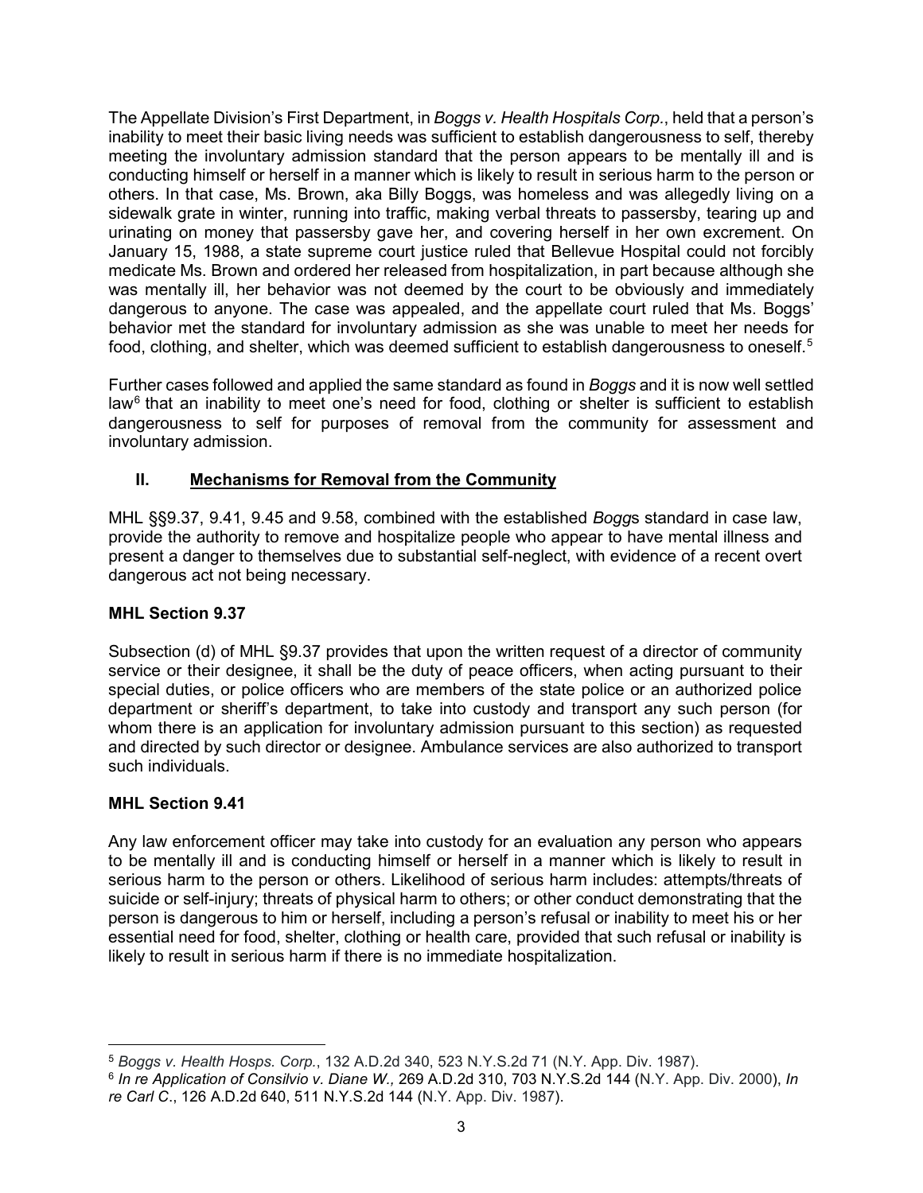The Appellate Division's First Department, in *Boggs v. Health Hospitals Corp.*, held that a person's inability to meet their basic living needs was sufficient to establish dangerousness to self, thereby meeting the involuntary admission standard that the person appears to be mentally ill and is conducting himself or herself in a manner which is likely to result in serious harm to the person or others. In that case, Ms. Brown, aka Billy Boggs, was homeless and was allegedly living on a sidewalk grate in winter, running into traffic, making verbal threats to passersby, tearing up and urinating on money that passersby gave her, and covering herself in her own excrement. On January 15, 1988, a state supreme court justice ruled that Bellevue Hospital could not forcibly medicate Ms. Brown and ordered her released from hospitalization, in part because although she was mentally ill, her behavior was not deemed by the court to be obviously and immediately dangerous to anyone. The case was appealed, and the appellate court ruled that Ms. Boggs' behavior met the standard for involuntary admission as she was unable to meet her needs for food, clothing, and shelter, which was deemed sufficient to establish dangerousness to oneself.[5]

Further cases followed and applied the same standard as found in *Boggs* and it is now well settled law[6] that an inability to meet one's need for food, clothing or shelter is sufficient to establish dangerousness to self for purposes of removal from the community for assessment and involuntary admission.

## II. Mechanisms for Removal from the Community

MHL §§9.37, 9.41, 9.45 and 9.58, combined with the established *Bogg*s standard in case law, provide the authority to remove and hospitalize people who appear to have mental illness and present a danger to themselves due to substantial self-neglect, with evidence of a recent overt dangerous act not being necessary.

### MHL Section 9.37

Subsection (d) of MHL §9.37 provides that upon the written request of a director of community service or their designee, it shall be the duty of peace officers, when acting pursuant to their special duties, or police officers who are members of the state police or an authorized police department or sheriff's department, to take into custody and transport any such person (for whom there is an application for involuntary admission pursuant to this section) as requested and directed by such director or designee. Ambulance services are also authorized to transport such individuals.

### MHL Section 9.41

Any law enforcement officer may take into custody for an evaluation any person who appears to be mentally ill and is conducting himself or herself in a manner which is likely to result in serious harm to the person or others. Likelihood of serious harm includes: attempts/threats of suicide or self-injury; threats of physical harm to others; or other conduct demonstrating that the person is dangerous to him or herself, including a person's refusal or inability to meet his or her essential need for food, shelter, clothing or health care, provided that such refusal or inability is likely to result in serious harm if there is no immediate hospitalization.

---

[5] *Boggs v. Health Hosps. Corp.*, 132 A.D.2d 340, 523 N.Y.S.2d 71 (N.Y. App. Div. 1987).

[6] *In re Application of Consilvio v. Diane W.,* 269 A.D.2d 310, 703 N.Y.S.2d 144 (N.Y. App. Div. 2000), *In re Carl C*., 126 A.D.2d 640, 511 N.Y.S.2d 144 (N.Y. App. Div. 1987).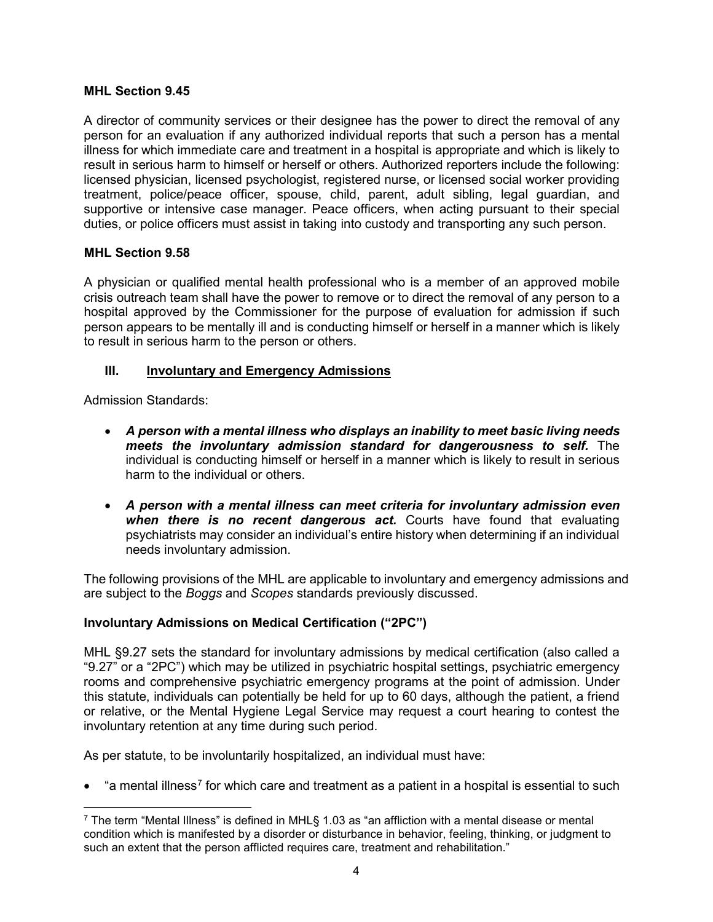### MHL Section 9.45

A director of community services or their designee has the power to direct the removal of any person for an evaluation if any authorized individual reports that such a person has a mental illness for which immediate care and treatment in a hospital is appropriate and which is likely to result in serious harm to himself or herself or others. Authorized reporters include the following: licensed physician, licensed psychologist, registered nurse, or licensed social worker providing treatment, police/peace officer, spouse, child, parent, adult sibling, legal guardian, and supportive or intensive case manager. Peace officers, when acting pursuant to their special duties, or police officers must assist in taking into custody and transporting any such person.

### MHL Section 9.58

A physician or qualified mental health professional who is a member of an approved mobile crisis outreach team shall have the power to remove or to direct the removal of any person to a hospital approved by the Commissioner for the purpose of evaluation for admission if such person appears to be mentally ill and is conducting himself or herself in a manner which is likely to result in serious harm to the person or others.

## III. Involuntary and Emergency Admissions

Admission Standards:

- ***A person with a mental illness who displays an inability to meet basic living needs meets the involuntary admission standard for dangerousness to self.*** The individual is conducting himself or herself in a manner which is likely to result in serious harm to the individual or others.
- ***A person with a mental illness can meet criteria for involuntary admission even when there is no recent dangerous act.*** Courts have found that evaluating psychiatrists may consider an individual's entire history when determining if an individual needs involuntary admission.

The following provisions of the MHL are applicable to involuntary and emergency admissions and are subject to the *Boggs* and *Scopes* standards previously discussed.

### Involuntary Admissions on Medical Certification ("2PC")

MHL §9.27 sets the standard for involuntary admissions by medical certification (also called a "9.27" or a "2PC") which may be utilized in psychiatric hospital settings, psychiatric emergency rooms and comprehensive psychiatric emergency programs at the point of admission. Under this statute, individuals can potentially be held for up to 60 days, although the patient, a friend or relative, or the Mental Hygiene Legal Service may request a court hearing to contest the involuntary retention at any time during such period.

As per statute, to be involuntarily hospitalized, an individual must have:

- "a mental illness[7] for which care and treatment as a patient in a hospital is essential to such

[7] The term "Mental Illness" is defined in MHL§ 1.03 as "an affliction with a mental disease or mental condition which is manifested by a disorder or disturbance in behavior, feeling, thinking, or judgment to such an extent that the person afflicted requires care, treatment and rehabilitation."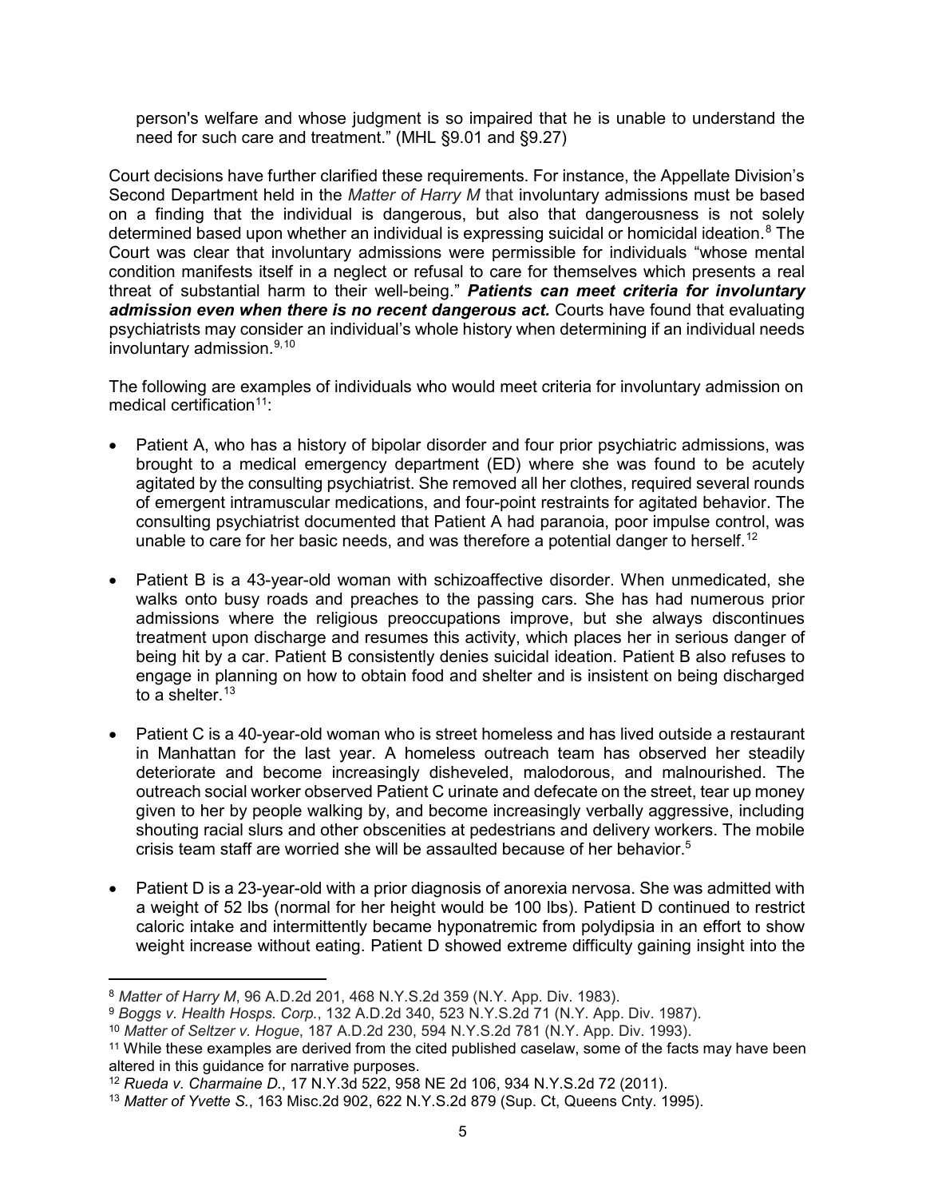person's welfare and whose judgment is so impaired that he is unable to understand the need for such care and treatment." (MHL §9.01 and §9.27)

Court decisions have further clarified these requirements. For instance, the Appellate Division's Second Department held in the *Matter of Harry M* that involuntary admissions must be based on a finding that the individual is dangerous, but also that dangerousness is not solely determined based upon whether an individual is expressing suicidal or homicidal ideation.[8] The Court was clear that involuntary admissions were permissible for individuals "whose mental condition manifests itself in a neglect or refusal to care for themselves which presents a real threat of substantial harm to their well-being." ***Patients can meet criteria for involuntary admission even when there is no recent dangerous act.*** Courts have found that evaluating psychiatrists may consider an individual's whole history when determining if an individual needs involuntary admission.[9,10]

The following are examples of individuals who would meet criteria for involuntary admission on medical certification[11]:

- Patient A, who has a history of bipolar disorder and four prior psychiatric admissions, was brought to a medical emergency department (ED) where she was found to be acutely agitated by the consulting psychiatrist. She removed all her clothes, required several rounds of emergent intramuscular medications, and four-point restraints for agitated behavior. The consulting psychiatrist documented that Patient A had paranoia, poor impulse control, was unable to care for her basic needs, and was therefore a potential danger to herself.[12]
- Patient B is a 43-year-old woman with schizoaffective disorder. When unmedicated, she walks onto busy roads and preaches to the passing cars. She has had numerous prior admissions where the religious preoccupations improve, but she always discontinues treatment upon discharge and resumes this activity, which places her in serious danger of being hit by a car. Patient B consistently denies suicidal ideation. Patient B also refuses to engage in planning on how to obtain food and shelter and is insistent on being discharged to a shelter.[13]
- Patient C is a 40-year-old woman who is street homeless and has lived outside a restaurant in Manhattan for the last year. A homeless outreach team has observed her steadily deteriorate and become increasingly disheveled, malodorous, and malnourished. The outreach social worker observed Patient C urinate and defecate on the street, tear up money given to her by people walking by, and become increasingly verbally aggressive, including shouting racial slurs and other obscenities at pedestrians and delivery workers. The mobile crisis team staff are worried she will be assaulted because of her behavior.[5]
- Patient D is a 23-year-old with a prior diagnosis of anorexia nervosa. She was admitted with a weight of 52 lbs (normal for her height would be 100 lbs). Patient D continued to restrict caloric intake and intermittently became hyponatremic from polydipsia in an effort to show weight increase without eating. Patient D showed extreme difficulty gaining insight into the

---

[8] *Matter of Harry M*, 96 A.D.2d 201, 468 N.Y.S.2d 359 (N.Y. App. Div. 1983).

[9] *Boggs v. Health Hosps. Corp.*, 132 A.D.2d 340, 523 N.Y.S.2d 71 (N.Y. App. Div. 1987).

[10] *Matter of Seltzer v. Hogue*, 187 A.D.2d 230, 594 N.Y.S.2d 781 (N.Y. App. Div. 1993).

[11] While these examples are derived from the cited published caselaw, some of the facts may have been altered in this guidance for narrative purposes.

[12] *Rueda v. Charmaine D.*, 17 N.Y.3d 522, 958 NE 2d 106, 934 N.Y.S.2d 72 (2011).

[13] *Matter of Yvette S.*, 163 Misc.2d 902, 622 N.Y.S.2d 879 (Sup. Ct, Queens Cnty. 1995).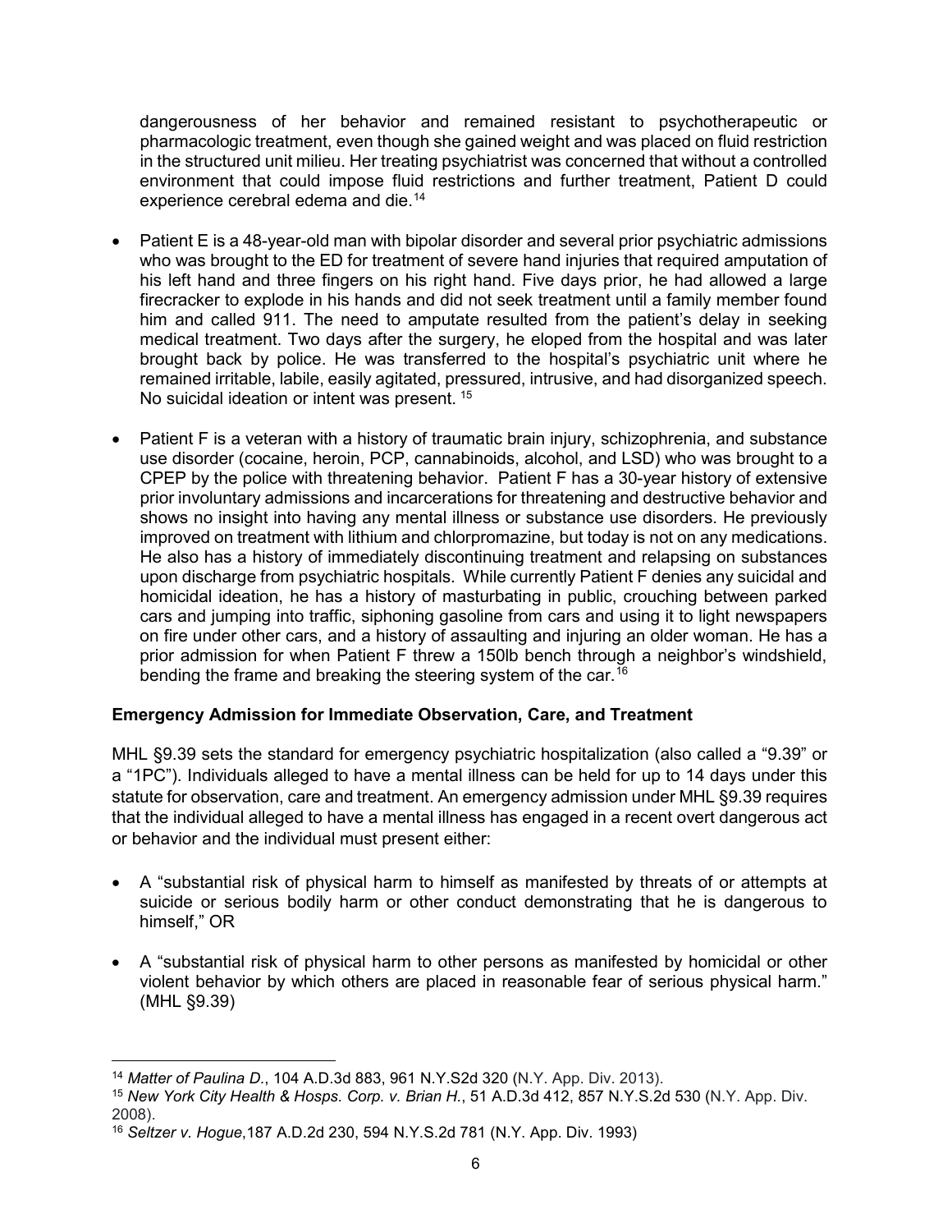dangerousness of her behavior and remained resistant to psychotherapeutic or pharmacologic treatment, even though she gained weight and was placed on fluid restriction in the structured unit milieu. Her treating psychiatrist was concerned that without a controlled environment that could impose fluid restrictions and further treatment, Patient D could experience cerebral edema and die.[14]

- Patient E is a 48-year-old man with bipolar disorder and several prior psychiatric admissions who was brought to the ED for treatment of severe hand injuries that required amputation of his left hand and three fingers on his right hand. Five days prior, he had allowed a large firecracker to explode in his hands and did not seek treatment until a family member found him and called 911. The need to amputate resulted from the patient's delay in seeking medical treatment. Two days after the surgery, he eloped from the hospital and was later brought back by police. He was transferred to the hospital's psychiatric unit where he remained irritable, labile, easily agitated, pressured, intrusive, and had disorganized speech. No suicidal ideation or intent was present.[15]

- Patient F is a veteran with a history of traumatic brain injury, schizophrenia, and substance use disorder (cocaine, heroin, PCP, cannabinoids, alcohol, and LSD) who was brought to a CPEP by the police with threatening behavior. Patient F has a 30-year history of extensive prior involuntary admissions and incarcerations for threatening and destructive behavior and shows no insight into having any mental illness or substance use disorders. He previously improved on treatment with lithium and chlorpromazine, but today is not on any medications. He also has a history of immediately discontinuing treatment and relapsing on substances upon discharge from psychiatric hospitals. While currently Patient F denies any suicidal and homicidal ideation, he has a history of masturbating in public, crouching between parked cars and jumping into traffic, siphoning gasoline from cars and using it to light newspapers on fire under other cars, and a history of assaulting and injuring an older woman. He has a prior admission for when Patient F threw a 150lb bench through a neighbor's windshield, bending the frame and breaking the steering system of the car.[16]

**Emergency Admission for Immediate Observation, Care, and Treatment**

MHL §9.39 sets the standard for emergency psychiatric hospitalization (also called a "9.39" or a "1PC"). Individuals alleged to have a mental illness can be held for up to 14 days under this statute for observation, care and treatment. An emergency admission under MHL §9.39 requires that the individual alleged to have a mental illness has engaged in a recent overt dangerous act or behavior and the individual must present either:

- A "substantial risk of physical harm to himself as manifested by threats of or attempts at suicide or serious bodily harm or other conduct demonstrating that he is dangerous to himself," OR

- A "substantial risk of physical harm to other persons as manifested by homicidal or other violent behavior by which others are placed in reasonable fear of serious physical harm." (MHL §9.39)

---

[14] *Matter of Paulina D.*, 104 A.D.3d 883, 961 N.Y.S2d 320 (N.Y. App. Div. 2013).

[15] *New York City Health & Hosps. Corp. v. Brian H.*, 51 A.D.3d 412, 857 N.Y.S.2d 530 (N.Y. App. Div. 2008).

[16] *Seltzer v. Hogue*,187 A.D.2d 230, 594 N.Y.S.2d 781 (N.Y. App. Div. 1993)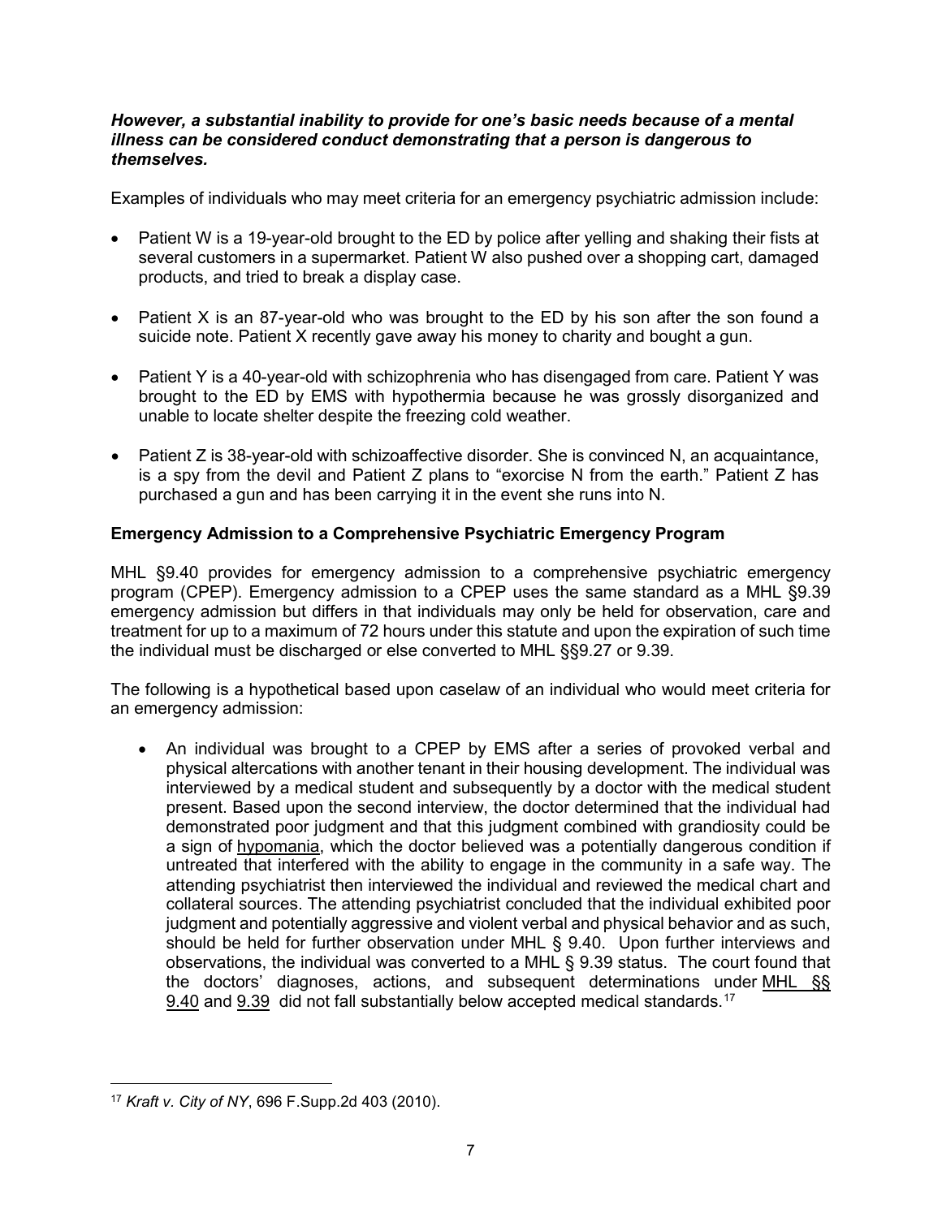***However, a substantial inability to provide for one's basic needs because of a mental illness can be considered conduct demonstrating that a person is dangerous to themselves.***

Examples of individuals who may meet criteria for an emergency psychiatric admission include:

- Patient W is a 19-year-old brought to the ED by police after yelling and shaking their fists at several customers in a supermarket. Patient W also pushed over a shopping cart, damaged products, and tried to break a display case.
- Patient X is an 87-year-old who was brought to the ED by his son after the son found a suicide note. Patient X recently gave away his money to charity and bought a gun.
- Patient Y is a 40-year-old with schizophrenia who has disengaged from care. Patient Y was brought to the ED by EMS with hypothermia because he was grossly disorganized and unable to locate shelter despite the freezing cold weather.
- Patient Z is 38-year-old with schizoaffective disorder. She is convinced N, an acquaintance, is a spy from the devil and Patient Z plans to "exorcise N from the earth." Patient Z has purchased a gun and has been carrying it in the event she runs into N.

**Emergency Admission to a Comprehensive Psychiatric Emergency Program**

MHL §9.40 provides for emergency admission to a comprehensive psychiatric emergency program (CPEP). Emergency admission to a CPEP uses the same standard as a MHL §9.39 emergency admission but differs in that individuals may only be held for observation, care and treatment for up to a maximum of 72 hours under this statute and upon the expiration of such time the individual must be discharged or else converted to MHL §§9.27 or 9.39.

The following is a hypothetical based upon caselaw of an individual who would meet criteria for an emergency admission:

- An individual was brought to a CPEP by EMS after a series of provoked verbal and physical altercations with another tenant in their housing development. The individual was interviewed by a medical student and subsequently by a doctor with the medical student present. Based upon the second interview, the doctor determined that the individual had demonstrated poor judgment and that this judgment combined with grandiosity could be a sign of hypomania, which the doctor believed was a potentially dangerous condition if untreated that interfered with the ability to engage in the community in a safe way. The attending psychiatrist then interviewed the individual and reviewed the medical chart and collateral sources. The attending psychiatrist concluded that the individual exhibited poor judgment and potentially aggressive and violent verbal and physical behavior and as such, should be held for further observation under MHL § 9.40. Upon further interviews and observations, the individual was converted to a MHL § 9.39 status. The court found that the doctors' diagnoses, actions, and subsequent determinations under MHL §§ 9.40 and 9.39 did not fall substantially below accepted medical standards.[17]

---

[17] *Kraft v. City of NY*, 696 F.Supp.2d 403 (2010).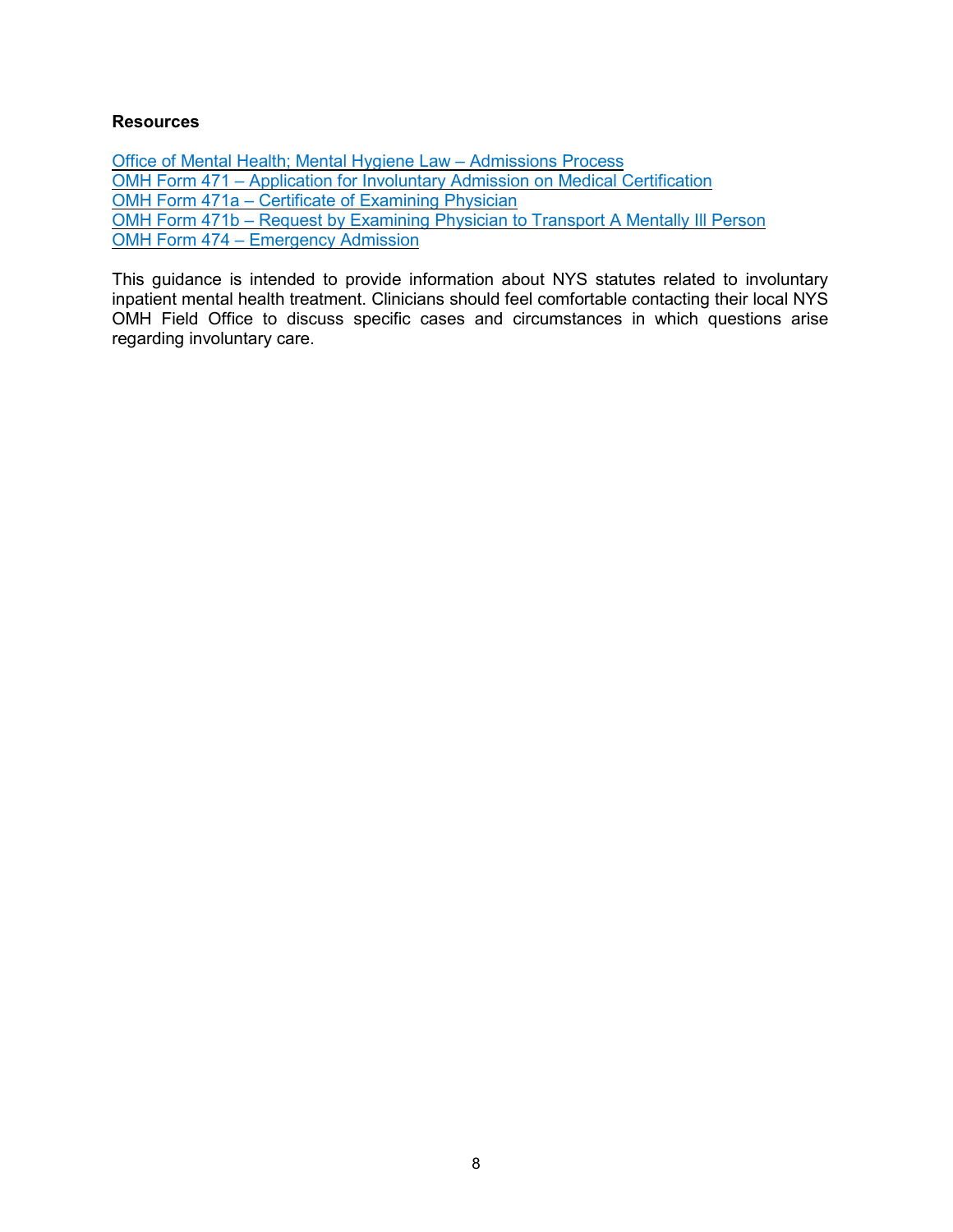**Resources**

Office of Mental Health; Mental Hygiene Law – Admissions Process
OMH Form 471 – Application for Involuntary Admission on Medical Certification
OMH Form 471a – Certificate of Examining Physician
OMH Form 471b – Request by Examining Physician to Transport A Mentally Ill Person
OMH Form 474 – Emergency Admission

This guidance is intended to provide information about NYS statutes related to involuntary inpatient mental health treatment. Clinicians should feel comfortable contacting their local NYS OMH Field Office to discuss specific cases and circumstances in which questions arise regarding involuntary care.